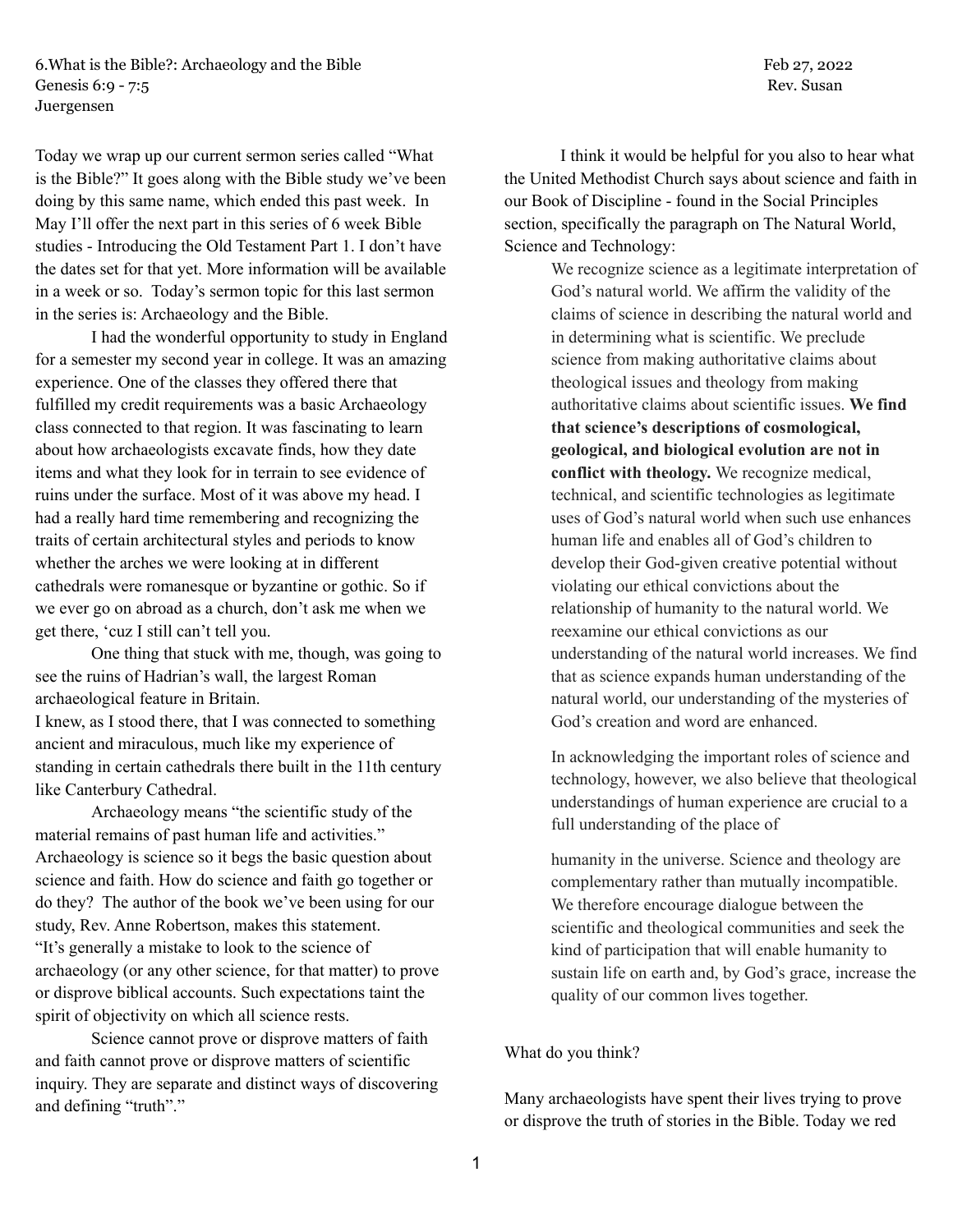6.What is the Bible?: Archaeology and the Bible Feb 27, 2022
Genesis 6:9 - 7:5 Rev. Susan
Juergensen

Today we wrap up our current sermon series called "What is the Bible?" It goes along with the Bible study we've been doing by this same name, which ended this past week. In May I'll offer the next part in this series of 6 week Bible studies - Introducing the Old Testament Part 1. I don't have the dates set for that yet. More information will be available in a week or so. Today's sermon topic for this last sermon in the series is: Archaeology and the Bible.

I had the wonderful opportunity to study in England for a semester my second year in college. It was an amazing experience. One of the classes they offered there that fulfilled my credit requirements was a basic Archaeology class connected to that region. It was fascinating to learn about how archaeologists excavate finds, how they date items and what they look for in terrain to see evidence of ruins under the surface. Most of it was above my head. I had a really hard time remembering and recognizing the traits of certain architectural styles and periods to know whether the arches we were looking at in different cathedrals were romanesque or byzantine or gothic. So if we ever go on abroad as a church, don't ask me when we get there, 'cuz I still can't tell you.

One thing that stuck with me, though, was going to see the ruins of Hadrian's wall, the largest Roman archaeological feature in Britain.
I knew, as I stood there, that I was connected to something ancient and miraculous, much like my experience of standing in certain cathedrals there built in the 11th century like Canterbury Cathedral.

Archaeology means "the scientific study of the material remains of past human life and activities." Archaeology is science so it begs the basic question about science and faith. How do science and faith go together or do they? The author of the book we've been using for our study, Rev. Anne Robertson, makes this statement. "It's generally a mistake to look to the science of archaeology (or any other science, for that matter) to prove or disprove biblical accounts. Such expectations taint the spirit of objectivity on which all science rests.

Science cannot prove or disprove matters of faith and faith cannot prove or disprove matters of scientific inquiry. They are separate and distinct ways of discovering and defining "truth"."

I think it would be helpful for you also to hear what the United Methodist Church says about science and faith in our Book of Discipline - found in the Social Principles section, specifically the paragraph on The Natural World, Science and Technology:

> We recognize science as a legitimate interpretation of God's natural world. We affirm the validity of the claims of science in describing the natural world and in determining what is scientific. We preclude science from making authoritative claims about theological issues and theology from making authoritative claims about scientific issues. **We find that science's descriptions of cosmological, geological, and biological evolution are not in conflict with theology.** We recognize medical, technical, and scientific technologies as legitimate uses of God's natural world when such use enhances human life and enables all of God's children to develop their God-given creative potential without violating our ethical convictions about the relationship of humanity to the natural world. We reexamine our ethical convictions as our understanding of the natural world increases. We find that as science expands human understanding of the natural world, our understanding of the mysteries of God's creation and word are enhanced.
>
> In acknowledging the important roles of science and technology, however, we also believe that theological understandings of human experience are crucial to a full understanding of the place of humanity in the universe. Science and theology are complementary rather than mutually incompatible. We therefore encourage dialogue between the scientific and theological communities and seek the kind of participation that will enable humanity to sustain life on earth and, by God's grace, increase the quality of our common lives together.

What do you think?

Many archaeologists have spent their lives trying to prove or disprove the truth of stories in the Bible. Today we red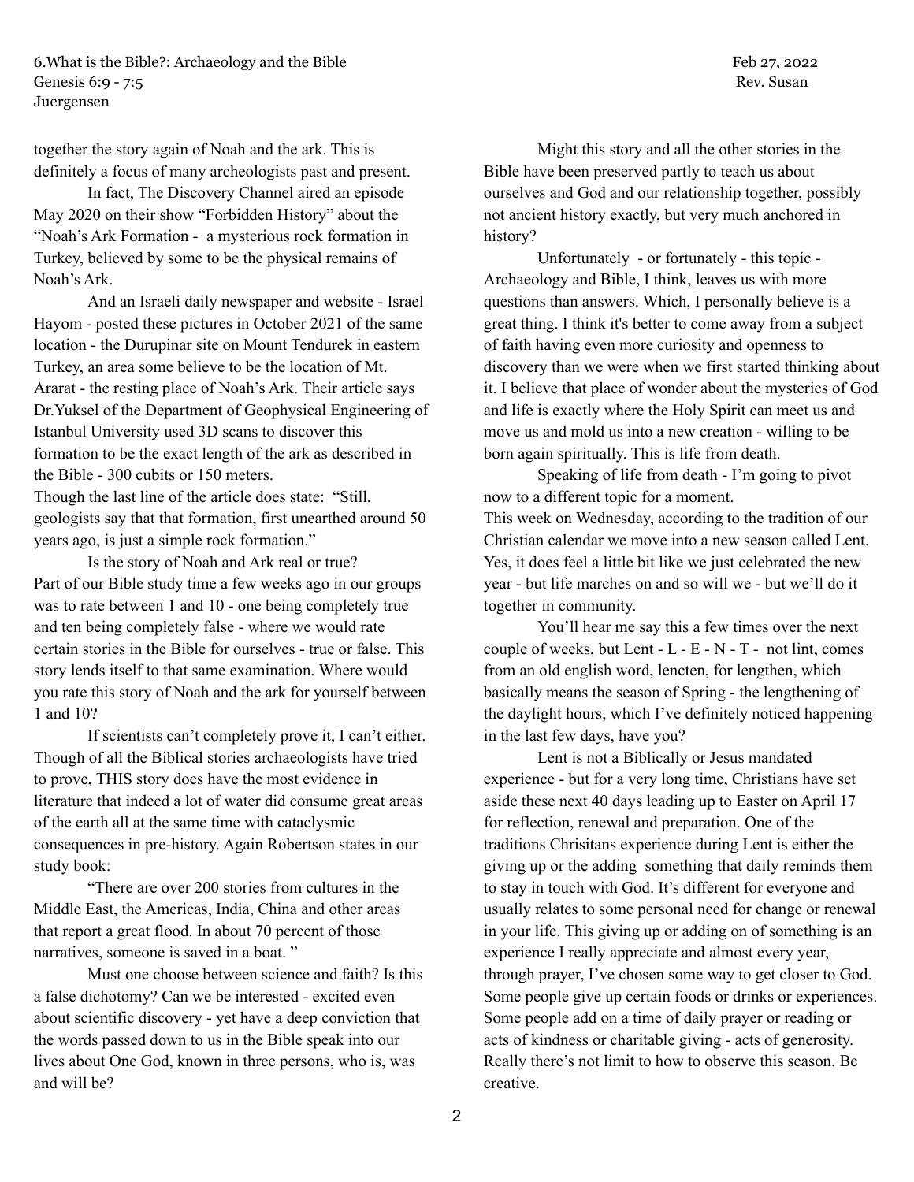together the story again of Noah and the ark. This is definitely a focus of many archeologists past and present.

In fact, The Discovery Channel aired an episode May 2020 on their show "Forbidden History" about the "Noah's Ark Formation - a mysterious rock formation in Turkey, believed by some to be the physical remains of Noah's Ark.

And an Israeli daily newspaper and website - Israel Hayom - posted these pictures in October 2021 of the same location - the Durupinar site on Mount Tendurek in eastern Turkey, an area some believe to be the location of Mt. Ararat - the resting place of Noah's Ark. Their article says Dr.Yuksel of the Department of Geophysical Engineering of Istanbul University used 3D scans to discover this formation to be the exact length of the ark as described in the Bible - 300 cubits or 150 meters.
Though the last line of the article does state: "Still, geologists say that that formation, first unearthed around 50 years ago, is just a simple rock formation."

Is the story of Noah and Ark real or true?
Part of our Bible study time a few weeks ago in our groups was to rate between 1 and 10 - one being completely true and ten being completely false - where we would rate certain stories in the Bible for ourselves - true or false. This story lends itself to that same examination. Where would you rate this story of Noah and the ark for yourself between 1 and 10?

If scientists can't completely prove it, I can't either. Though of all the Biblical stories archaeologists have tried to prove, THIS story does have the most evidence in literature that indeed a lot of water did consume great areas of the earth all at the same time with cataclysmic consequences in pre-history. Again Robertson states in our study book:

"There are over 200 stories from cultures in the Middle East, the Americas, India, China and other areas that report a great flood. In about 70 percent of those narratives, someone is saved in a boat. "

Must one choose between science and faith? Is this a false dichotomy? Can we be interested - excited even about scientific discovery - yet have a deep conviction that the words passed down to us in the Bible speak into our lives about One God, known in three persons, who is, was and will be?

Might this story and all the other stories in the Bible have been preserved partly to teach us about ourselves and God and our relationship together, possibly not ancient history exactly, but very much anchored in history?

Unfortunately - or fortunately - this topic - Archaeology and Bible, I think, leaves us with more questions than answers. Which, I personally believe is a great thing. I think it's better to come away from a subject of faith having even more curiosity and openness to discovery than we were when we first started thinking about it. I believe that place of wonder about the mysteries of God and life is exactly where the Holy Spirit can meet us and move us and mold us into a new creation - willing to be born again spiritually. This is life from death.

Speaking of life from death - I'm going to pivot now to a different topic for a moment.
This week on Wednesday, according to the tradition of our Christian calendar we move into a new season called Lent. Yes, it does feel a little bit like we just celebrated the new year - but life marches on and so will we - but we'll do it together in community.

You'll hear me say this a few times over the next couple of weeks, but Lent - L - E - N - T - not lint, comes from an old english word, lencten, for lengthen, which basically means the season of Spring - the lengthening of the daylight hours, which I've definitely noticed happening in the last few days, have you?

Lent is not a Biblically or Jesus mandated experience - but for a very long time, Christians have set aside these next 40 days leading up to Easter on April 17 for reflection, renewal and preparation. One of the traditions Chrisitans experience during Lent is either the giving up or the adding something that daily reminds them to stay in touch with God. It's different for everyone and usually relates to some personal need for change or renewal in your life. This giving up or adding on of something is an experience I really appreciate and almost every year, through prayer, I've chosen some way to get closer to God. Some people give up certain foods or drinks or experiences. Some people add on a time of daily prayer or reading or acts of kindness or charitable giving - acts of generosity. Really there's not limit to how to observe this season. Be creative.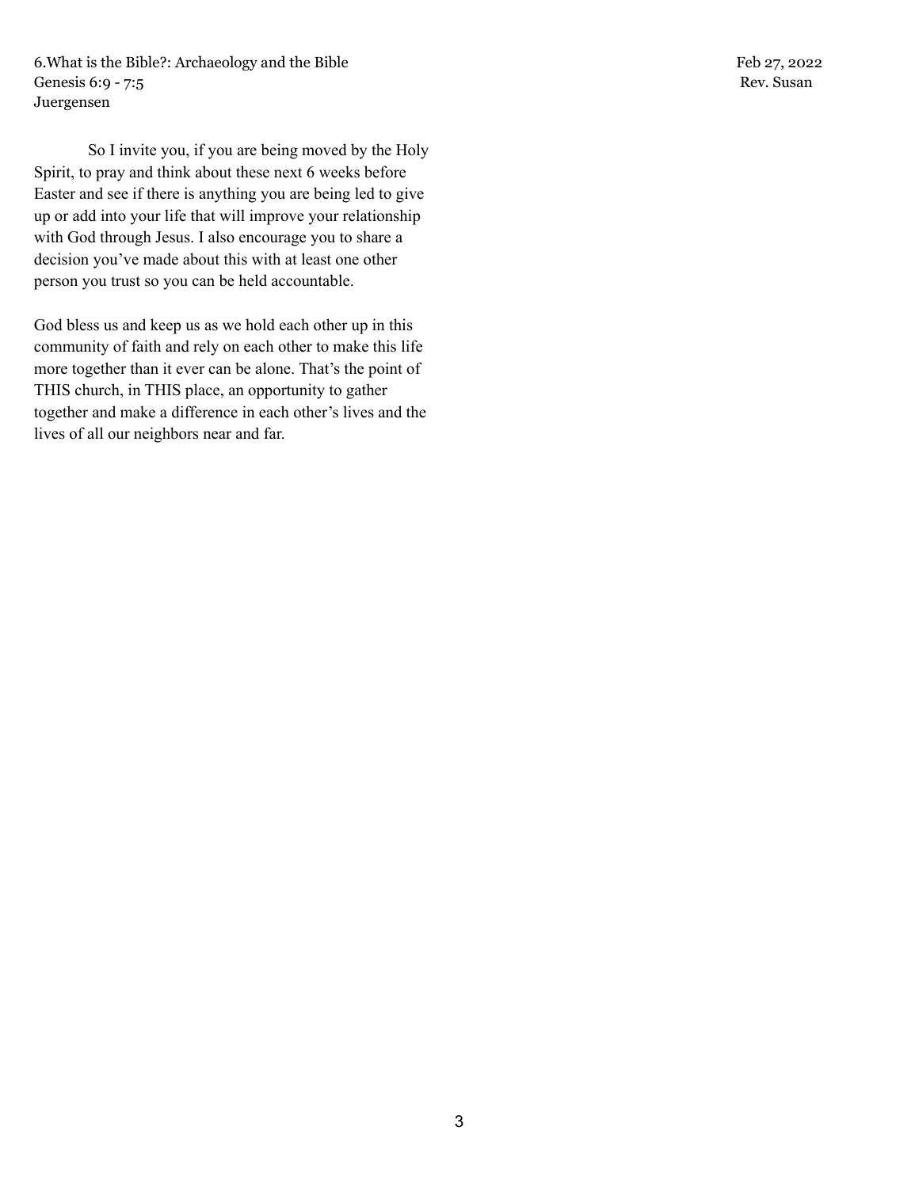So I invite you, if you are being moved by the Holy Spirit, to pray and think about these next 6 weeks before Easter and see if there is anything you are being led to give up or add into your life that will improve your relationship with God through Jesus. I also encourage you to share a decision you've made about this with at least one other person you trust so you can be held accountable.

God bless us and keep us as we hold each other up in this community of faith and rely on each other to make this life more together than it ever can be alone. That's the point of THIS church, in THIS place, an opportunity to gather together and make a difference in each other's lives and the lives of all our neighbors near and far.